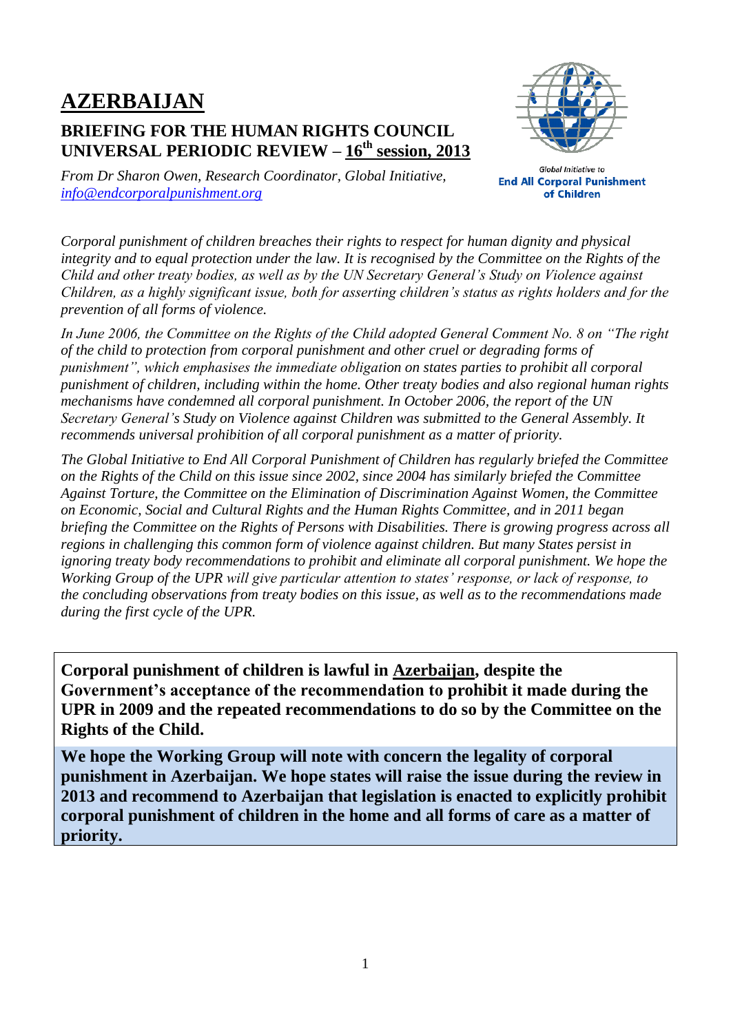# AZERBAIJAN

## BRIEFING FOR THE HUMAN RIGHTS COUNCIL UNIVERSAL PERIODIC REVIEW – 16th session, 2013

*From Dr Sharon Owen, Research Coordinator, Global Initiative, info@endcorporalpunishment.org*

Global Initiative to **End All Corporal Punishment of Children**

*Corporal punishment of children breaches their rights to respect for human dignity and physical integrity and to equal protection under the law. It is recognised by the Committee on the Rights of the Child and other treaty bodies, as well as by the UN Secretary General's Study on Violence against Children, as a highly significant issue, both for asserting children's status as rights holders and for the prevention of all forms of violence.*

*In June 2006, the Committee on the Rights of the Child adopted General Comment No. 8 on "The right of the child to protection from corporal punishment and other cruel or degrading forms of punishment", which emphasises the immediate obligation on states parties to prohibit all corporal punishment of children, including within the home. Other treaty bodies and also regional human rights mechanisms have condemned all corporal punishment. In October 2006, the report of the UN Secretary General's Study on Violence against Children was submitted to the General Assembly. It recommends universal prohibition of all corporal punishment as a matter of priority.*

*The Global Initiative to End All Corporal Punishment of Children has regularly briefed the Committee on the Rights of the Child on this issue since 2002, since 2004 has similarly briefed the Committee Against Torture, the Committee on the Elimination of Discrimination Against Women, the Committee on Economic, Social and Cultural Rights and the Human Rights Committee, and in 2011 began briefing the Committee on the Rights of Persons with Disabilities. There is growing progress across all regions in challenging this common form of violence against children. But many States persist in ignoring treaty body recommendations to prohibit and eliminate all corporal punishment. We hope the Working Group of the UPR will give particular attention to states' response, or lack of response, to the concluding observations from treaty bodies on this issue, as well as to the recommendations made during the first cycle of the UPR.*

**Corporal punishment of children is lawful in Azerbaijan, despite the Government's acceptance of the recommendation to prohibit it made during the UPR in 2009 and the repeated recommendations to do so by the Committee on the Rights of the Child.**

**We hope the Working Group will note with concern the legality of corporal punishment in Azerbaijan. We hope states will raise the issue during the review in 2013 and recommend to Azerbaijan that legislation is enacted to explicitly prohibit corporal punishment of children in the home and all forms of care as a matter of priority.**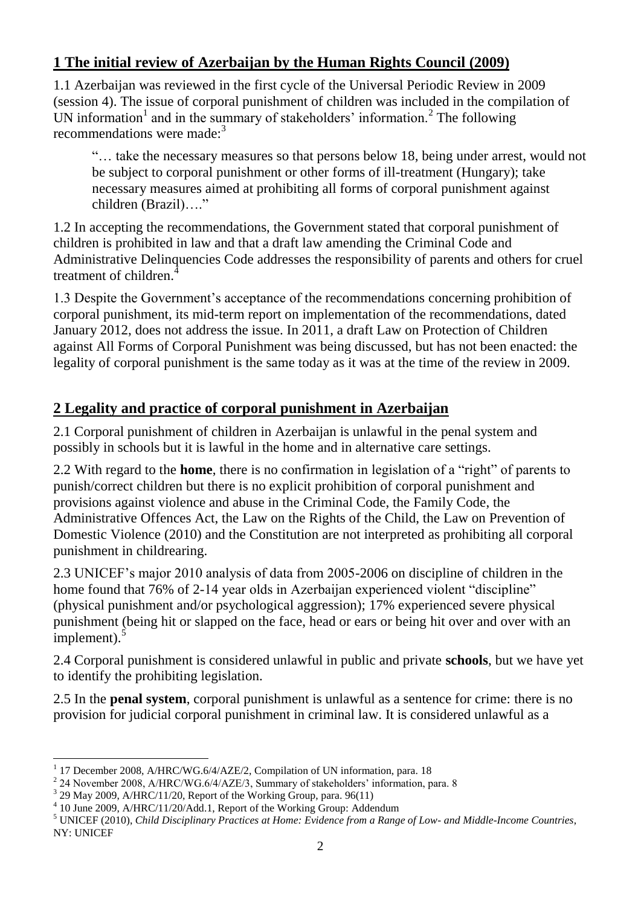## 1 The initial review of Azerbaijan by the Human Rights Council (2009)

1.1 Azerbaijan was reviewed in the first cycle of the Universal Periodic Review in 2009 (session 4). The issue of corporal punishment of children was included in the compilation of UN information[1] and in the summary of stakeholders' information.[2] The following recommendations were made:[3]

> "… take the necessary measures so that persons below 18, being under arrest, would not be subject to corporal punishment or other forms of ill-treatment (Hungary); take necessary measures aimed at prohibiting all forms of corporal punishment against children (Brazil)…."

1.2 In accepting the recommendations, the Government stated that corporal punishment of children is prohibited in law and that a draft law amending the Criminal Code and Administrative Delinquencies Code addresses the responsibility of parents and others for cruel treatment of children.[4]

1.3 Despite the Government's acceptance of the recommendations concerning prohibition of corporal punishment, its mid-term report on implementation of the recommendations, dated January 2012, does not address the issue. In 2011, a draft Law on Protection of Children against All Forms of Corporal Punishment was being discussed, but has not been enacted: the legality of corporal punishment is the same today as it was at the time of the review in 2009.

## 2 Legality and practice of corporal punishment in Azerbaijan

2.1 Corporal punishment of children in Azerbaijan is unlawful in the penal system and possibly in schools but it is lawful in the home and in alternative care settings.

2.2 With regard to the **home**, there is no confirmation in legislation of a "right" of parents to punish/correct children but there is no explicit prohibition of corporal punishment and provisions against violence and abuse in the Criminal Code, the Family Code, the Administrative Offences Act, the Law on the Rights of the Child, the Law on Prevention of Domestic Violence (2010) and the Constitution are not interpreted as prohibiting all corporal punishment in childrearing.

2.3 UNICEF's major 2010 analysis of data from 2005-2006 on discipline of children in the home found that 76% of 2-14 year olds in Azerbaijan experienced violent "discipline" (physical punishment and/or psychological aggression); 17% experienced severe physical punishment (being hit or slapped on the face, head or ears or being hit over and over with an implement).[5]

2.4 Corporal punishment is considered unlawful in public and private **schools**, but we have yet to identify the prohibiting legislation.

2.5 In the **penal system**, corporal punishment is unlawful as a sentence for crime: there is no provision for judicial corporal punishment in criminal law. It is considered unlawful as a

---

[1] 17 December 2008, A/HRC/WG.6/4/AZE/2, Compilation of UN information, para. 18

[2] 24 November 2008, A/HRC/WG.6/4/AZE/3, Summary of stakeholders' information, para. 8

[3] 29 May 2009, A/HRC/11/20, Report of the Working Group, para. 96(11)

[4] 10 June 2009, A/HRC/11/20/Add.1, Report of the Working Group: Addendum

[5] UNICEF (2010), *Child Disciplinary Practices at Home: Evidence from a Range of Low- and Middle-Income Countries*, NY: UNICEF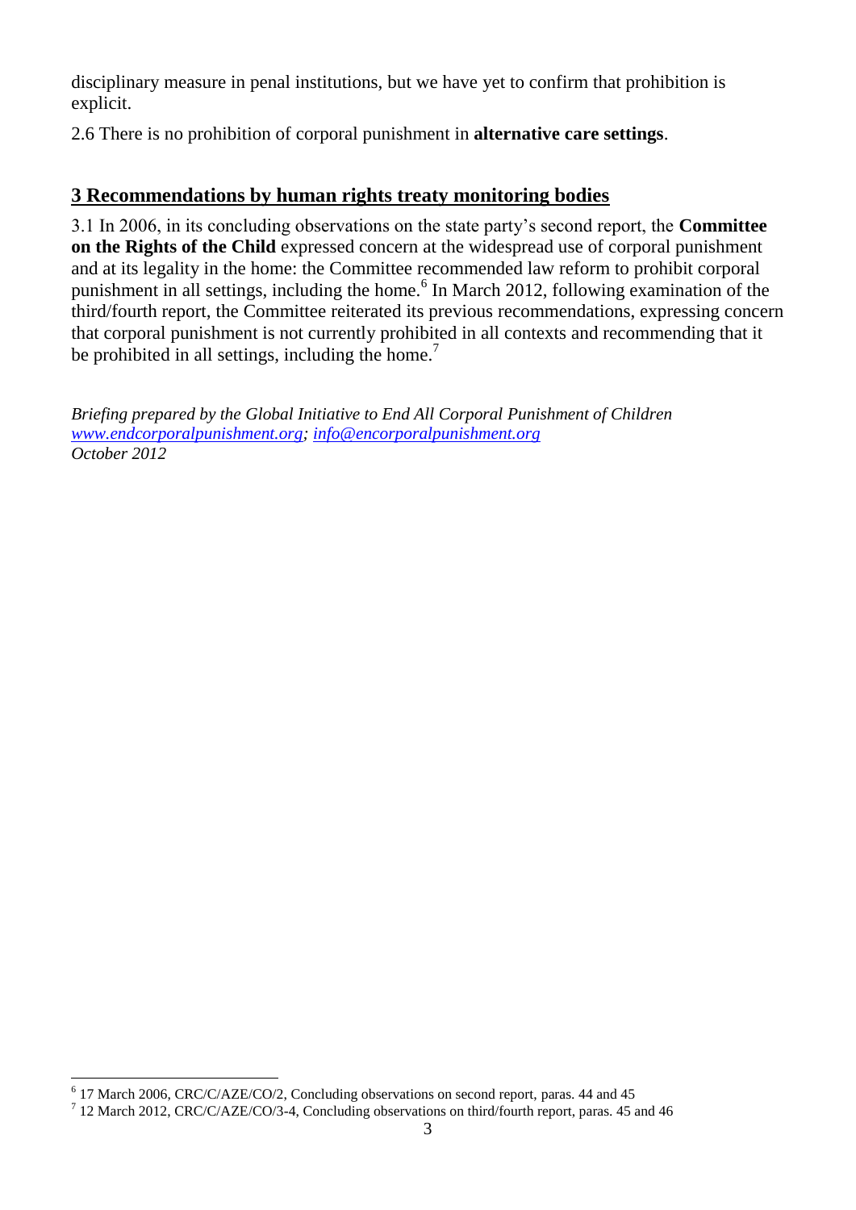disciplinary measure in penal institutions, but we have yet to confirm that prohibition is explicit.

2.6 There is no prohibition of corporal punishment in **alternative care settings**.

## 3 Recommendations by human rights treaty monitoring bodies

3.1 In 2006, in its concluding observations on the state party's second report, the **Committee on the Rights of the Child** expressed concern at the widespread use of corporal punishment and at its legality in the home: the Committee recommended law reform to prohibit corporal punishment in all settings, including the home.[6] In March 2012, following examination of the third/fourth report, the Committee reiterated its previous recommendations, expressing concern that corporal punishment is not currently prohibited in all contexts and recommending that it be prohibited in all settings, including the home.[7]

*Briefing prepared by the Global Initiative to End All Corporal Punishment of Children*
*www.endcorporalpunishment.org; info@encorporalpunishment.org*
*October 2012*

---

[6] 17 March 2006, CRC/C/AZE/CO/2, Concluding observations on second report, paras. 44 and 45

[7] 12 March 2012, CRC/C/AZE/CO/3-4, Concluding observations on third/fourth report, paras. 45 and 46